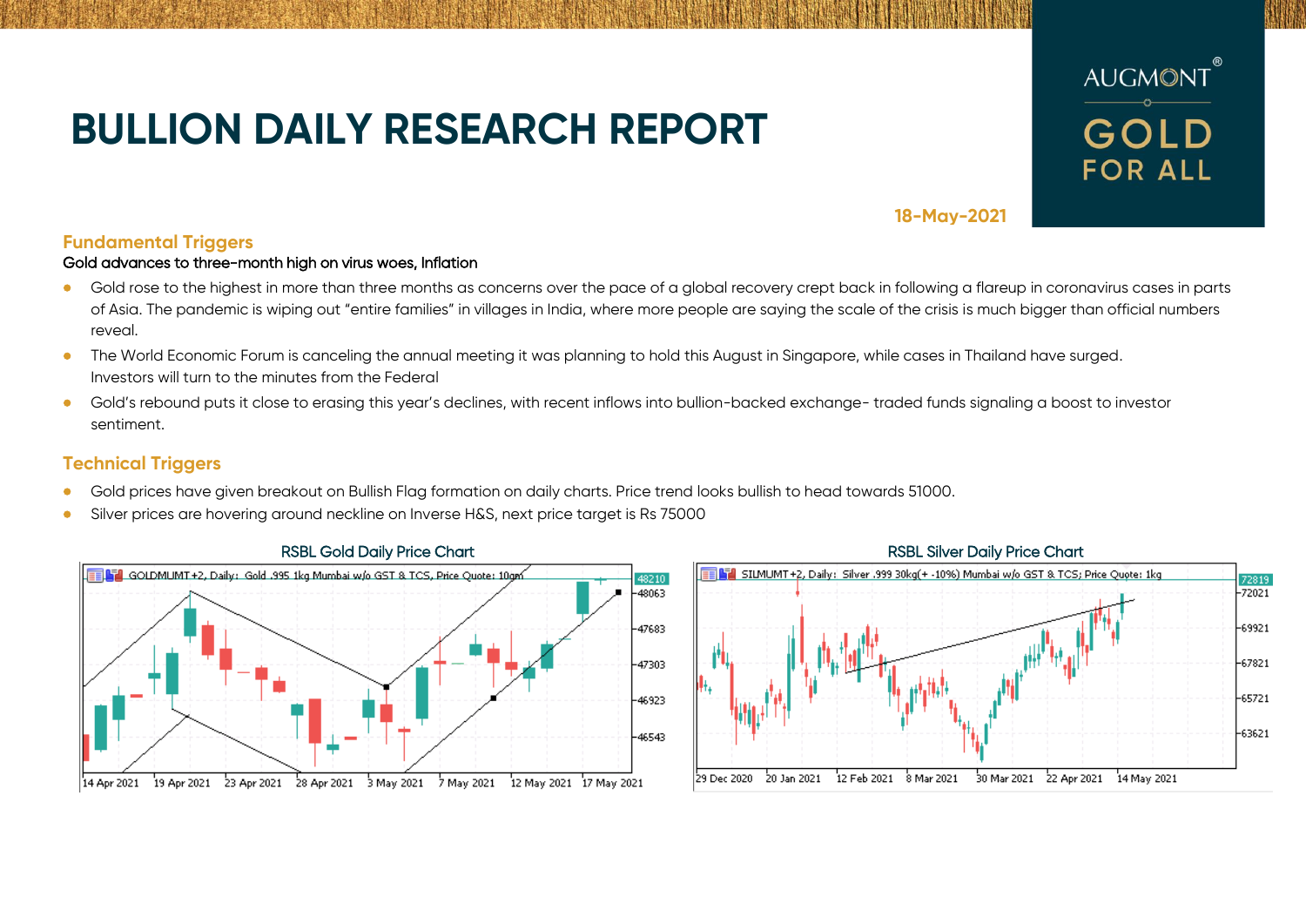# BULLION DAILY RESEARCH REPORT

AUGMONT® GOLD FOR ALL

18-May-2021

## Fundamental Triggers

**Gold advances to three-month high on virus woes, Inflation**

- Gold rose to the highest in more than three months as concerns over the pace of a global recovery crept back in following a flareup in coronavirus cases in parts of Asia. The pandemic is wiping out "entire families" in villages in India, where more people are saying the scale of the crisis is much bigger than official numbers reveal.
- The World Economic Forum is canceling the annual meeting it was planning to hold this August in Singapore, while cases in Thailand have surged. Investors will turn to the minutes from the Federal
- Gold's rebound puts it close to erasing this year's declines, with recent inflows into bullion-backed exchange- traded funds signaling a boost to investor sentiment.

## Technical Triggers

- Gold prices have given breakout on Bullish Flag formation on daily charts. Price trend looks bullish to head towards 51000.
- Silver prices are hovering around neckline on Inverse H&S, next price target is Rs 75000

RSBL Gold Daily Price Chart

RSBL Silver Daily Price Chart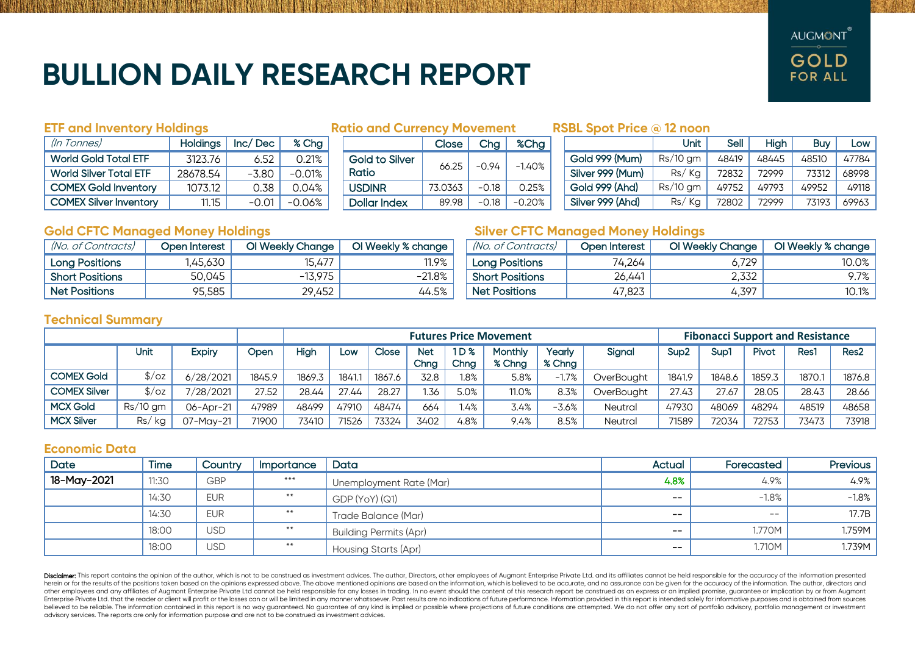# BULLION DAILY RESEARCH REPORT

AUGMONT GOLD FOR ALL

## ETF and Inventory Holdings

| *(In Tonnes)* | Holdings | Inc/ Dec | % Chg |
|---|---|---|---|
| World Gold Total ETF | 3123.76 | 6.52 | 0.21% |
| World Silver Total ETF | 28678.54 | -3.80 | -0.01% |
| COMEX Gold Inventory | 1073.12 | 0.38 | 0.04% |
| COMEX Silver Inventory | 11.15 | -0.01 | -0.06% |

## Ratio and Currency Movement

| | Close | Chg | %Chg |
|---|---|---|---|
| Gold to Silver Ratio | 66.25 | -0.94 | -1.40% |
| USDINR | 73.0363 | -0.18 | 0.25% |
| Dollar Index | 89.98 | -0.18 | -0.20% |

## RSBL Spot Price @ 12 noon

| | Unit | Sell | High | Buy | Low |
|---|---|---|---|---|---|
| Gold 999 (Mum) | Rs/10 gm | 48419 | 48445 | 48510 | 47784 |
| Silver 999 (Mum) | Rs/ Kg | 72832 | 72999 | 73312 | 68998 |
| Gold 999 (Ahd) | Rs/10 gm | 49752 | 49793 | 49952 | 49118 |
| Silver 999 (Ahd) | Rs/ Kg | 72802 | 72999 | 73193 | 69963 |

## Gold CFTC Managed Money Holdings

| *(No. of Contracts)* | Open Interest | OI Weekly Change | OI Weekly % change |
|---|---|---|---|
| Long Positions | 1,45,630 | 15,477 | 11.9% |
| Short Positions | 50,045 | -13,975 | -21.8% |
| Net Positions | 95,585 | 29,452 | 44.5% |

## Silver CFTC Managed Money Holdings

| *(No. of Contracts)* | Open Interest | OI Weekly Change | OI Weekly % change |
|---|---|---|---|
| Long Positions | 74,264 | 6,729 | 10.0% |
| Short Positions | 26,441 | 2,332 | 9.7% |
| Net Positions | 47,823 | 4,397 | 10.1% |

## Technical Summary

| | | | | Futures Price Movement | | | | | | | | Fibonacci Support and Resistance | | | | |
|---|---|---|---|---|---|---|---|---|---|---|---|---|---|---|---|---|
| | Unit | Expiry | Open | High | Low | Close | Net Chng | 1 D % Chng | Monthly % Chng | Yearly % Chng | Signal | Sup2 | Sup1 | Pivot | Res1 | Res2 |
| COMEX Gold | $/oz | 6/28/2021 | 1845.9 | 1869.3 | 1841.1 | 1867.6 | 32.8 | 1.8% | 5.8% | -1.7% | OverBought | 1841.9 | 1848.6 | 1859.3 | 1870.1 | 1876.8 |
| COMEX Silver | $/oz | 7/28/2021 | 27.52 | 28.44 | 27.44 | 28.27 | 1.36 | 5.0% | 11.0% | 8.3% | OverBought | 27.43 | 27.67 | 28.05 | 28.43 | 28.66 |
| MCX Gold | Rs/10 gm | 06-Apr-21 | 47989 | 48499 | 47910 | 48474 | 664 | 1.4% | 3.4% | -3.6% | Neutral | 47930 | 48069 | 48294 | 48519 | 48658 |
| MCX Silver | Rs/ kg | 07-May-21 | 71900 | 73410 | 71526 | 73324 | 3402 | 4.8% | 9.4% | 8.5% | Neutral | 71589 | 72034 | 72753 | 73473 | 73918 |

## Economic Data

| Date | Time | Country | Importance | Data | Actual | Forecasted | Previous |
|---|---|---|---|---|---|---|---|
| 18-May-2021 | 11:30 | GBP | *** | Unemployment Rate (Mar) | 4.8% | 4.9% | 4.9% |
| | 14:30 | EUR | ** | GDP (YoY) (Q1) | -- | -1.8% | -1.8% |
| | 14:30 | EUR | ** | Trade Balance (Mar) | -- | -- | 17.7B |
| | 18:00 | USD | ** | Building Permits (Apr) | -- | 1.770M | 1.759M |
| | 18:00 | USD | ** | Housing Starts (Apr) | -- | 1.710M | 1.739M |

**Disclaimer:** This report contains the opinion of the author, which is not to be construed as investment advices. The author, Directors, other employees of Augmont Enterprise Private Ltd. and its affiliates cannot be held responsible for the accuracy of the information presented herein or for the results of the positions taken based on the opinions expressed above. The above mentioned opinions are based on the information, which is believed to be accurate, and no assurance can be given for the accuracy of the information. The author, directors and other employees and any affiliates of Augmont Enterprise Private Ltd cannot be held responsible for any losses in trading. In no event should the content of this research report be construed as an express or an implied promise, guarantee or implication by or from Augmont Enterprise Private Ltd. that the reader or client will profit or the losses can or will be limited in any manner whatsoever. Past results are no indications of future performance. Information provided in this report is intended solely for informative purposes and is obtained from sources believed to be reliable. The information contained in this report is no way guaranteed. No guarantee of any kind is implied or possible where projections of future conditions are attempted. We do not offer any sort of portfolio advisory, portfolio management or investment advisory services. The reports are only for information purpose and are not to be construed as investment advices.